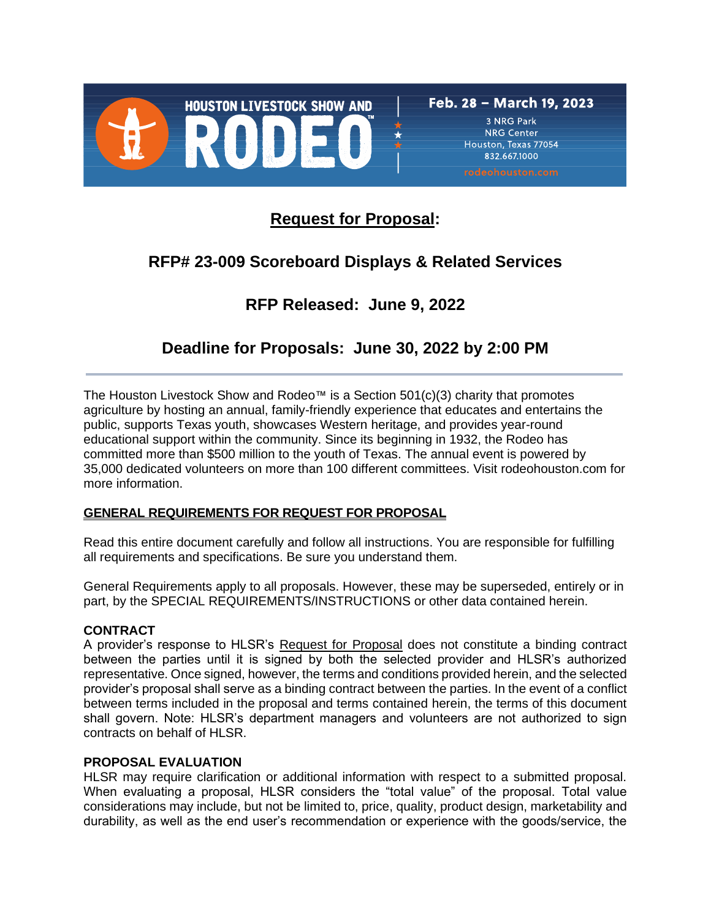HOUSTON LIVESTOCK SHOW AND RODEO™

Feb. 28 – March 19, 2023
3 NRG Park
NRG Center
Houston, Texas 77054
832.667.1000
rodeohouston.com

# Request for Proposal:

## RFP# 23-009 Scoreboard Displays & Related Services

## RFP Released: June 9, 2022

## Deadline for Proposals: June 30, 2022 by 2:00 PM

---

The Houston Livestock Show and Rodeo™ is a Section 501(c)(3) charity that promotes agriculture by hosting an annual, family-friendly experience that educates and entertains the public, supports Texas youth, showcases Western heritage, and provides year-round educational support within the community. Since its beginning in 1932, the Rodeo has committed more than $500 million to the youth of Texas. The annual event is powered by 35,000 dedicated volunteers on more than 100 different committees. Visit rodeohouston.com for more information.

### GENERAL REQUIREMENTS FOR REQUEST FOR PROPOSAL

Read this entire document carefully and follow all instructions. You are responsible for fulfilling all requirements and specifications. Be sure you understand them.

General Requirements apply to all proposals. However, these may be superseded, entirely or in part, by the SPECIAL REQUIREMENTS/INSTRUCTIONS or other data contained herein.

**CONTRACT**
A provider's response to HLSR's Request for Proposal does not constitute a binding contract between the parties until it is signed by both the selected provider and HLSR's authorized representative. Once signed, however, the terms and conditions provided herein, and the selected provider's proposal shall serve as a binding contract between the parties. In the event of a conflict between terms included in the proposal and terms contained herein, the terms of this document shall govern. Note: HLSR's department managers and volunteers are not authorized to sign contracts on behalf of HLSR.

**PROPOSAL EVALUATION**
HLSR may require clarification or additional information with respect to a submitted proposal. When evaluating a proposal, HLSR considers the "total value" of the proposal. Total value considerations may include, but not be limited to, price, quality, product design, marketability and durability, as well as the end user's recommendation or experience with the goods/service, the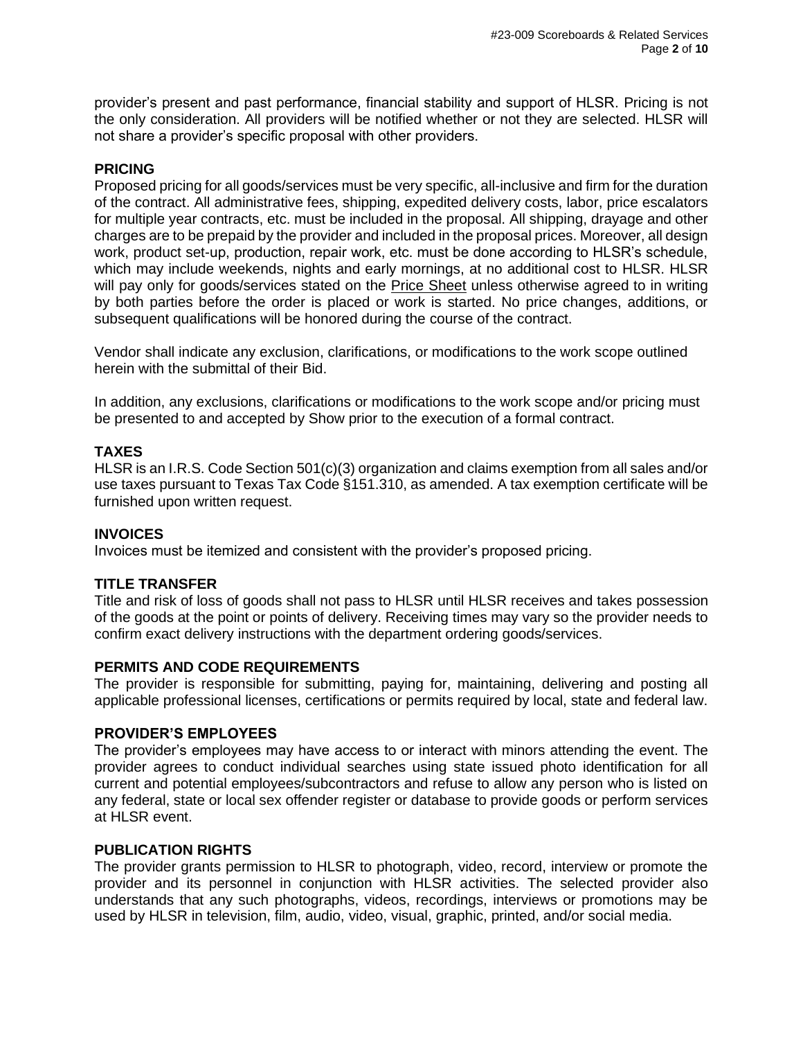provider's present and past performance, financial stability and support of HLSR. Pricing is not the only consideration. All providers will be notified whether or not they are selected. HLSR will not share a provider's specific proposal with other providers.

## PRICING

Proposed pricing for all goods/services must be very specific, all-inclusive and firm for the duration of the contract. All administrative fees, shipping, expedited delivery costs, labor, price escalators for multiple year contracts, etc. must be included in the proposal. All shipping, drayage and other charges are to be prepaid by the provider and included in the proposal prices. Moreover, all design work, product set-up, production, repair work, etc. must be done according to HLSR's schedule, which may include weekends, nights and early mornings, at no additional cost to HLSR. HLSR will pay only for goods/services stated on the Price Sheet unless otherwise agreed to in writing by both parties before the order is placed or work is started. No price changes, additions, or subsequent qualifications will be honored during the course of the contract.

Vendor shall indicate any exclusion, clarifications, or modifications to the work scope outlined herein with the submittal of their Bid.

In addition, any exclusions, clarifications or modifications to the work scope and/or pricing must be presented to and accepted by Show prior to the execution of a formal contract.

## TAXES

HLSR is an I.R.S. Code Section 501(c)(3) organization and claims exemption from all sales and/or use taxes pursuant to Texas Tax Code §151.310, as amended. A tax exemption certificate will be furnished upon written request.

## INVOICES

Invoices must be itemized and consistent with the provider's proposed pricing.

## TITLE TRANSFER

Title and risk of loss of goods shall not pass to HLSR until HLSR receives and takes possession of the goods at the point or points of delivery. Receiving times may vary so the provider needs to confirm exact delivery instructions with the department ordering goods/services.

## PERMITS AND CODE REQUIREMENTS

The provider is responsible for submitting, paying for, maintaining, delivering and posting all applicable professional licenses, certifications or permits required by local, state and federal law.

## PROVIDER'S EMPLOYEES

The provider's employees may have access to or interact with minors attending the event. The provider agrees to conduct individual searches using state issued photo identification for all current and potential employees/subcontractors and refuse to allow any person who is listed on any federal, state or local sex offender register or database to provide goods or perform services at HLSR event.

## PUBLICATION RIGHTS

The provider grants permission to HLSR to photograph, video, record, interview or promote the provider and its personnel in conjunction with HLSR activities. The selected provider also understands that any such photographs, videos, recordings, interviews or promotions may be used by HLSR in television, film, audio, video, visual, graphic, printed, and/or social media.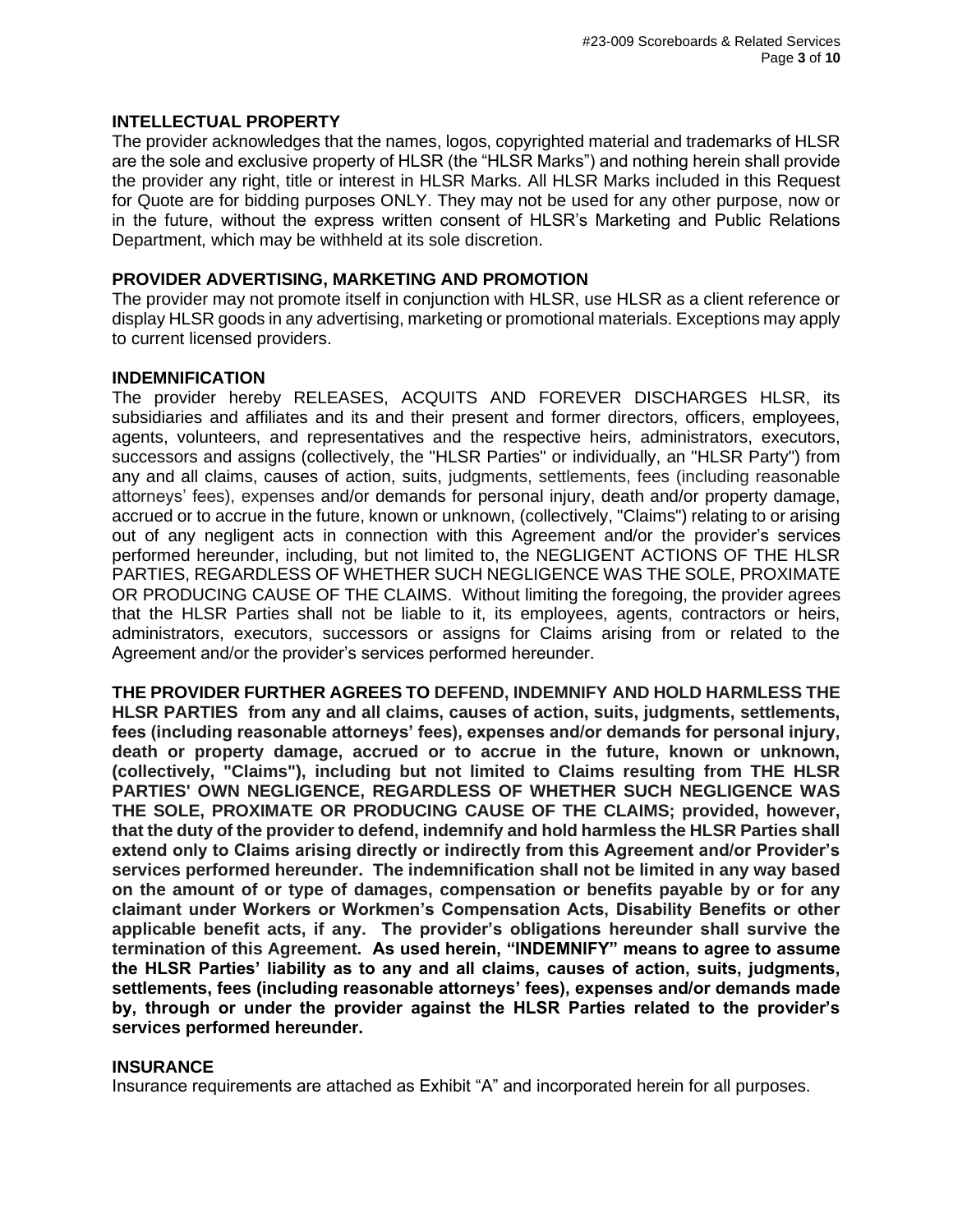## INTELLECTUAL PROPERTY

The provider acknowledges that the names, logos, copyrighted material and trademarks of HLSR are the sole and exclusive property of HLSR (the "HLSR Marks") and nothing herein shall provide the provider any right, title or interest in HLSR Marks. All HLSR Marks included in this Request for Quote are for bidding purposes ONLY. They may not be used for any other purpose, now or in the future, without the express written consent of HLSR's Marketing and Public Relations Department, which may be withheld at its sole discretion.

## PROVIDER ADVERTISING, MARKETING AND PROMOTION

The provider may not promote itself in conjunction with HLSR, use HLSR as a client reference or display HLSR goods in any advertising, marketing or promotional materials. Exceptions may apply to current licensed providers.

## INDEMNIFICATION

The provider hereby RELEASES, ACQUITS AND FOREVER DISCHARGES HLSR, its subsidiaries and affiliates and its and their present and former directors, officers, employees, agents, volunteers, and representatives and the respective heirs, administrators, executors, successors and assigns (collectively, the "HLSR Parties" or individually, an "HLSR Party") from any and all claims, causes of action, suits, judgments, settlements, fees (including reasonable attorneys' fees), expenses and/or demands for personal injury, death and/or property damage, accrued or to accrue in the future, known or unknown, (collectively, "Claims") relating to or arising out of any negligent acts in connection with this Agreement and/or the provider's services performed hereunder, including, but not limited to, the NEGLIGENT ACTIONS OF THE HLSR PARTIES, REGARDLESS OF WHETHER SUCH NEGLIGENCE WAS THE SOLE, PROXIMATE OR PRODUCING CAUSE OF THE CLAIMS. Without limiting the foregoing, the provider agrees that the HLSR Parties shall not be liable to it, its employees, agents, contractors or heirs, administrators, executors, successors or assigns for Claims arising from or related to the Agreement and/or the provider's services performed hereunder.

**THE PROVIDER FURTHER AGREES TO DEFEND, INDEMNIFY AND HOLD HARMLESS THE HLSR PARTIES from any and all claims, causes of action, suits, judgments, settlements, fees (including reasonable attorneys' fees), expenses and/or demands for personal injury, death or property damage, accrued or to accrue in the future, known or unknown, (collectively, "Claims"), including but not limited to Claims resulting from THE HLSR PARTIES' OWN NEGLIGENCE, REGARDLESS OF WHETHER SUCH NEGLIGENCE WAS THE SOLE, PROXIMATE OR PRODUCING CAUSE OF THE CLAIMS; provided, however, that the duty of the provider to defend, indemnify and hold harmless the HLSR Parties shall extend only to Claims arising directly or indirectly from this Agreement and/or Provider's services performed hereunder. The indemnification shall not be limited in any way based on the amount of or type of damages, compensation or benefits payable by or for any claimant under Workers or Workmen's Compensation Acts, Disability Benefits or other applicable benefit acts, if any. The provider's obligations hereunder shall survive the termination of this Agreement. As used herein, "INDEMNIFY" means to agree to assume the HLSR Parties' liability as to any and all claims, causes of action, suits, judgments, settlements, fees (including reasonable attorneys' fees), expenses and/or demands made by, through or under the provider against the HLSR Parties related to the provider's services performed hereunder.**

## INSURANCE

Insurance requirements are attached as Exhibit "A" and incorporated herein for all purposes.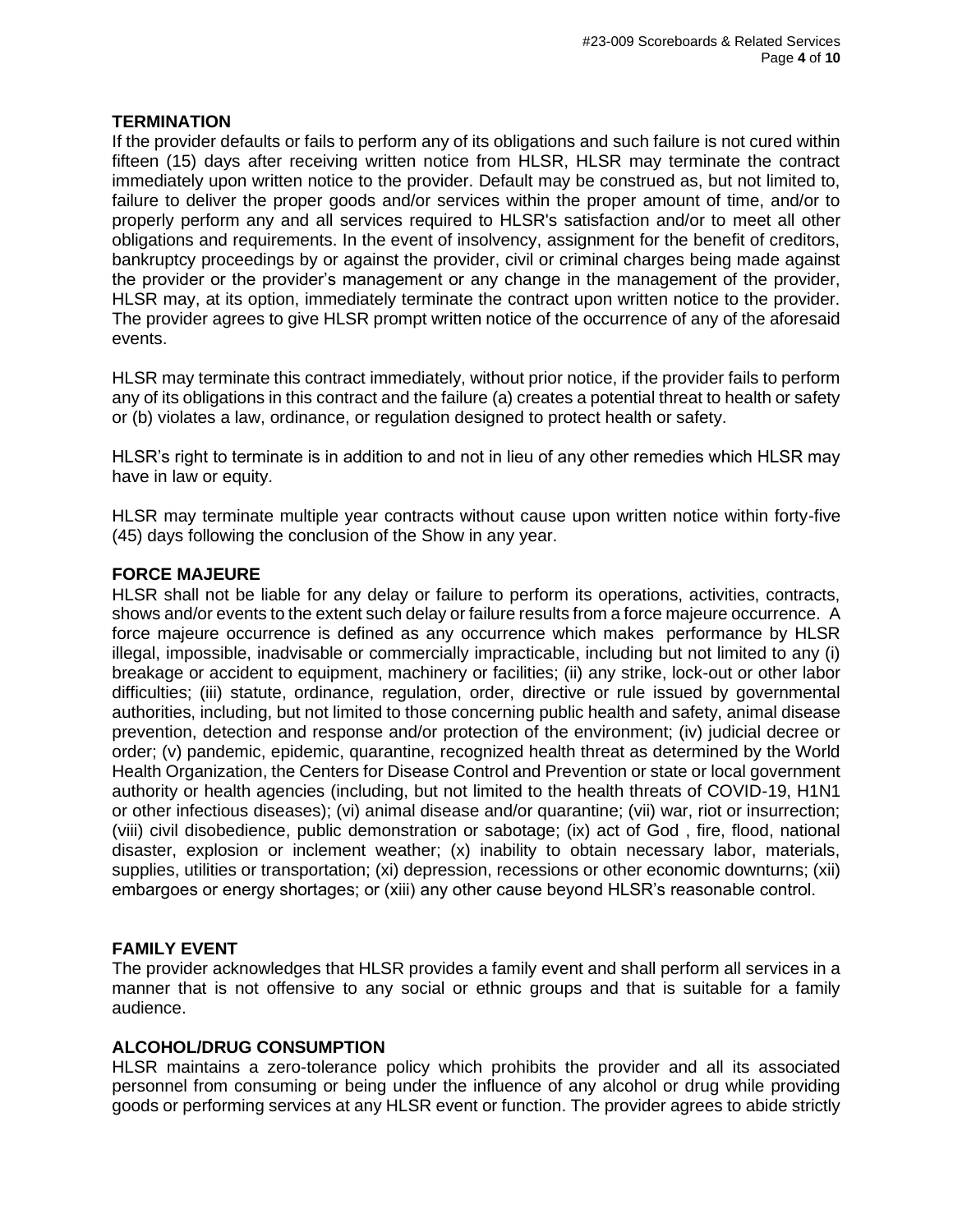## TERMINATION

If the provider defaults or fails to perform any of its obligations and such failure is not cured within fifteen (15) days after receiving written notice from HLSR, HLSR may terminate the contract immediately upon written notice to the provider. Default may be construed as, but not limited to, failure to deliver the proper goods and/or services within the proper amount of time, and/or to properly perform any and all services required to HLSR's satisfaction and/or to meet all other obligations and requirements. In the event of insolvency, assignment for the benefit of creditors, bankruptcy proceedings by or against the provider, civil or criminal charges being made against the provider or the provider's management or any change in the management of the provider, HLSR may, at its option, immediately terminate the contract upon written notice to the provider. The provider agrees to give HLSR prompt written notice of the occurrence of any of the aforesaid events.

HLSR may terminate this contract immediately, without prior notice, if the provider fails to perform any of its obligations in this contract and the failure (a) creates a potential threat to health or safety or (b) violates a law, ordinance, or regulation designed to protect health or safety.

HLSR's right to terminate is in addition to and not in lieu of any other remedies which HLSR may have in law or equity.

HLSR may terminate multiple year contracts without cause upon written notice within forty-five (45) days following the conclusion of the Show in any year.

## FORCE MAJEURE

HLSR shall not be liable for any delay or failure to perform its operations, activities, contracts, shows and/or events to the extent such delay or failure results from a force majeure occurrence. A force majeure occurrence is defined as any occurrence which makes performance by HLSR illegal, impossible, inadvisable or commercially impracticable, including but not limited to any (i) breakage or accident to equipment, machinery or facilities; (ii) any strike, lock-out or other labor difficulties; (iii) statute, ordinance, regulation, order, directive or rule issued by governmental authorities, including, but not limited to those concerning public health and safety, animal disease prevention, detection and response and/or protection of the environment; (iv) judicial decree or order; (v) pandemic, epidemic, quarantine, recognized health threat as determined by the World Health Organization, the Centers for Disease Control and Prevention or state or local government authority or health agencies (including, but not limited to the health threats of COVID-19, H1N1 or other infectious diseases); (vi) animal disease and/or quarantine; (vii) war, riot or insurrection; (viii) civil disobedience, public demonstration or sabotage; (ix) act of God , fire, flood, national disaster, explosion or inclement weather; (x) inability to obtain necessary labor, materials, supplies, utilities or transportation; (xi) depression, recessions or other economic downturns; (xii) embargoes or energy shortages; or (xiii) any other cause beyond HLSR's reasonable control.

## FAMILY EVENT

The provider acknowledges that HLSR provides a family event and shall perform all services in a manner that is not offensive to any social or ethnic groups and that is suitable for a family audience.

## ALCOHOL/DRUG CONSUMPTION

HLSR maintains a zero-tolerance policy which prohibits the provider and all its associated personnel from consuming or being under the influence of any alcohol or drug while providing goods or performing services at any HLSR event or function. The provider agrees to abide strictly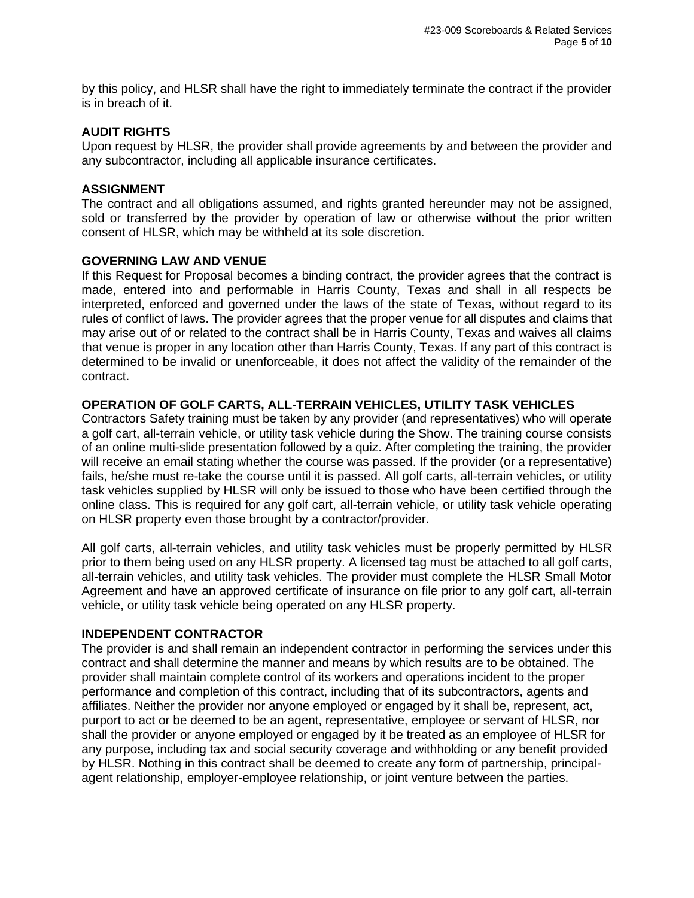by this policy, and HLSR shall have the right to immediately terminate the contract if the provider is in breach of it.

**AUDIT RIGHTS**

Upon request by HLSR, the provider shall provide agreements by and between the provider and any subcontractor, including all applicable insurance certificates.

**ASSIGNMENT**

The contract and all obligations assumed, and rights granted hereunder may not be assigned, sold or transferred by the provider by operation of law or otherwise without the prior written consent of HLSR, which may be withheld at its sole discretion.

**GOVERNING LAW AND VENUE**

If this Request for Proposal becomes a binding contract, the provider agrees that the contract is made, entered into and performable in Harris County, Texas and shall in all respects be interpreted, enforced and governed under the laws of the state of Texas, without regard to its rules of conflict of laws. The provider agrees that the proper venue for all disputes and claims that may arise out of or related to the contract shall be in Harris County, Texas and waives all claims that venue is proper in any location other than Harris County, Texas. If any part of this contract is determined to be invalid or unenforceable, it does not affect the validity of the remainder of the contract.

**OPERATION OF GOLF CARTS, ALL-TERRAIN VEHICLES, UTILITY TASK VEHICLES**

Contractors Safety training must be taken by any provider (and representatives) who will operate a golf cart, all-terrain vehicle, or utility task vehicle during the Show. The training course consists of an online multi-slide presentation followed by a quiz. After completing the training, the provider will receive an email stating whether the course was passed. If the provider (or a representative) fails, he/she must re-take the course until it is passed. All golf carts, all-terrain vehicles, or utility task vehicles supplied by HLSR will only be issued to those who have been certified through the online class. This is required for any golf cart, all-terrain vehicle, or utility task vehicle operating on HLSR property even those brought by a contractor/provider.

All golf carts, all-terrain vehicles, and utility task vehicles must be properly permitted by HLSR prior to them being used on any HLSR property. A licensed tag must be attached to all golf carts, all-terrain vehicles, and utility task vehicles. The provider must complete the HLSR Small Motor Agreement and have an approved certificate of insurance on file prior to any golf cart, all-terrain vehicle, or utility task vehicle being operated on any HLSR property.

**INDEPENDENT CONTRACTOR**

The provider is and shall remain an independent contractor in performing the services under this contract and shall determine the manner and means by which results are to be obtained. The provider shall maintain complete control of its workers and operations incident to the proper performance and completion of this contract, including that of its subcontractors, agents and affiliates. Neither the provider nor anyone employed or engaged by it shall be, represent, act, purport to act or be deemed to be an agent, representative, employee or servant of HLSR, nor shall the provider or anyone employed or engaged by it be treated as an employee of HLSR for any purpose, including tax and social security coverage and withholding or any benefit provided by HLSR. Nothing in this contract shall be deemed to create any form of partnership, principal-agent relationship, employer-employee relationship, or joint venture between the parties.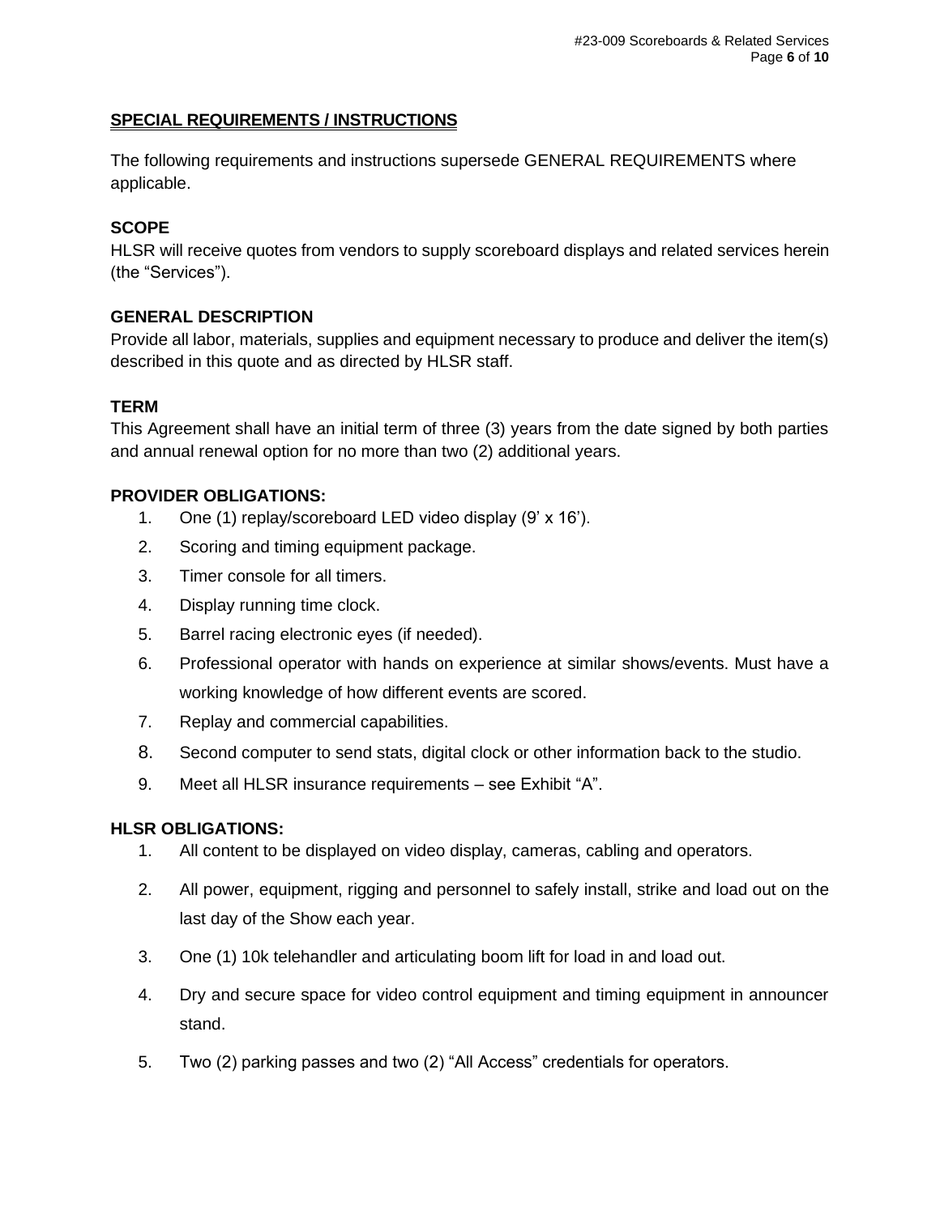## SPECIAL REQUIREMENTS / INSTRUCTIONS

The following requirements and instructions supersede GENERAL REQUIREMENTS where applicable.

### SCOPE

HLSR will receive quotes from vendors to supply scoreboard displays and related services herein (the "Services").

### GENERAL DESCRIPTION

Provide all labor, materials, supplies and equipment necessary to produce and deliver the item(s) described in this quote and as directed by HLSR staff.

### TERM

This Agreement shall have an initial term of three (3) years from the date signed by both parties and annual renewal option for no more than two (2) additional years.

### PROVIDER OBLIGATIONS:

1. One (1) replay/scoreboard LED video display (9' x 16').
2. Scoring and timing equipment package.
3. Timer console for all timers.
4. Display running time clock.
5. Barrel racing electronic eyes (if needed).
6. Professional operator with hands on experience at similar shows/events. Must have a working knowledge of how different events are scored.
7. Replay and commercial capabilities.
8. Second computer to send stats, digital clock or other information back to the studio.
9. Meet all HLSR insurance requirements – see Exhibit "A".

### HLSR OBLIGATIONS:

1. All content to be displayed on video display, cameras, cabling and operators.
2. All power, equipment, rigging and personnel to safely install, strike and load out on the last day of the Show each year.
3. One (1) 10k telehandler and articulating boom lift for load in and load out.
4. Dry and secure space for video control equipment and timing equipment in announcer stand.
5. Two (2) parking passes and two (2) "All Access" credentials for operators.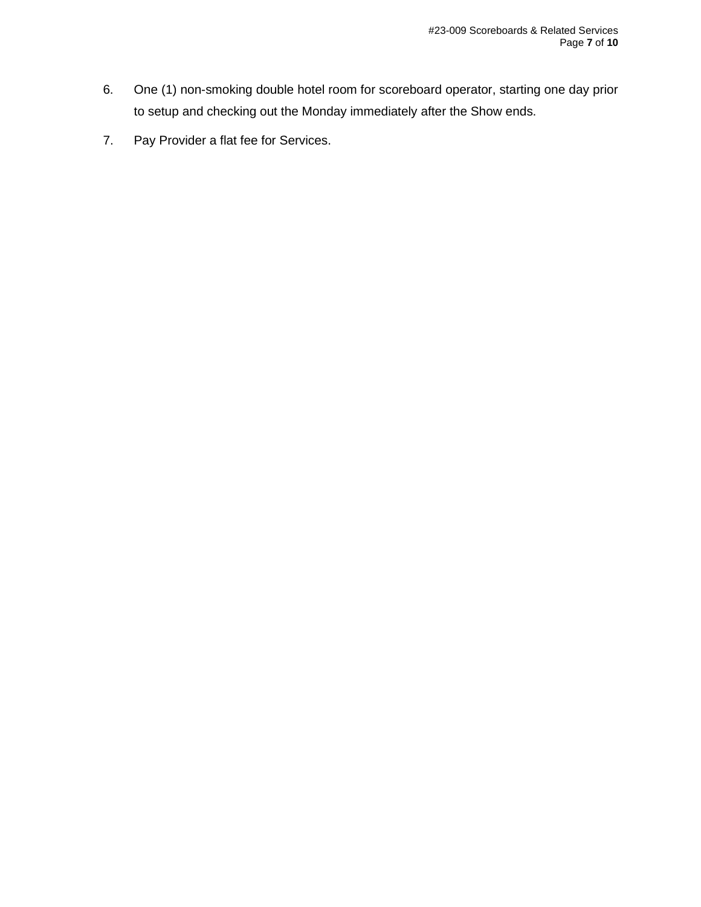6. One (1) non-smoking double hotel room for scoreboard operator, starting one day prior to setup and checking out the Monday immediately after the Show ends.
7. Pay Provider a flat fee for Services.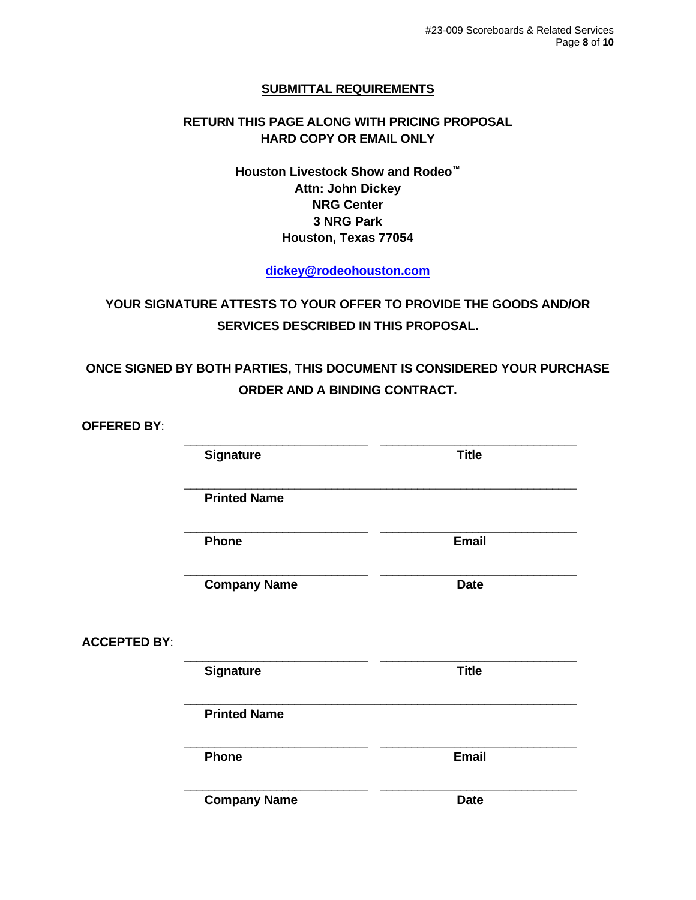## SUBMITTAL REQUIREMENTS

**RETURN THIS PAGE ALONG WITH PRICING PROPOSAL**
**HARD COPY OR EMAIL ONLY**

**Houston Livestock Show and Rodeo™**
**Attn: John Dickey**
**NRG Center**
**3 NRG Park**
**Houston, Texas 77054**

**dickey@rodeohouston.com**

**YOUR SIGNATURE ATTESTS TO YOUR OFFER TO PROVIDE THE GOODS AND/OR SERVICES DESCRIBED IN THIS PROPOSAL.**

**ONCE SIGNED BY BOTH PARTIES, THIS DOCUMENT IS CONSIDERED YOUR PURCHASE ORDER AND A BINDING CONTRACT.**

**OFFERED BY**:

| | |
|---|---|
| ____________________ | ____________________ |
| **Signature** | **Title** |
| ____________________ | |
| **Printed Name** | |
| ____________________ | ____________________ |
| **Phone** | **Email** |
| ____________________ | ____________________ |
| **Company Name** | **Date** |

**ACCEPTED BY**:

| | |
|---|---|
| ____________________ | ____________________ |
| **Signature** | **Title** |
| ____________________ | |
| **Printed Name** | |
| ____________________ | ____________________ |
| **Phone** | **Email** |
| ____________________ | ____________________ |
| **Company Name** | **Date** |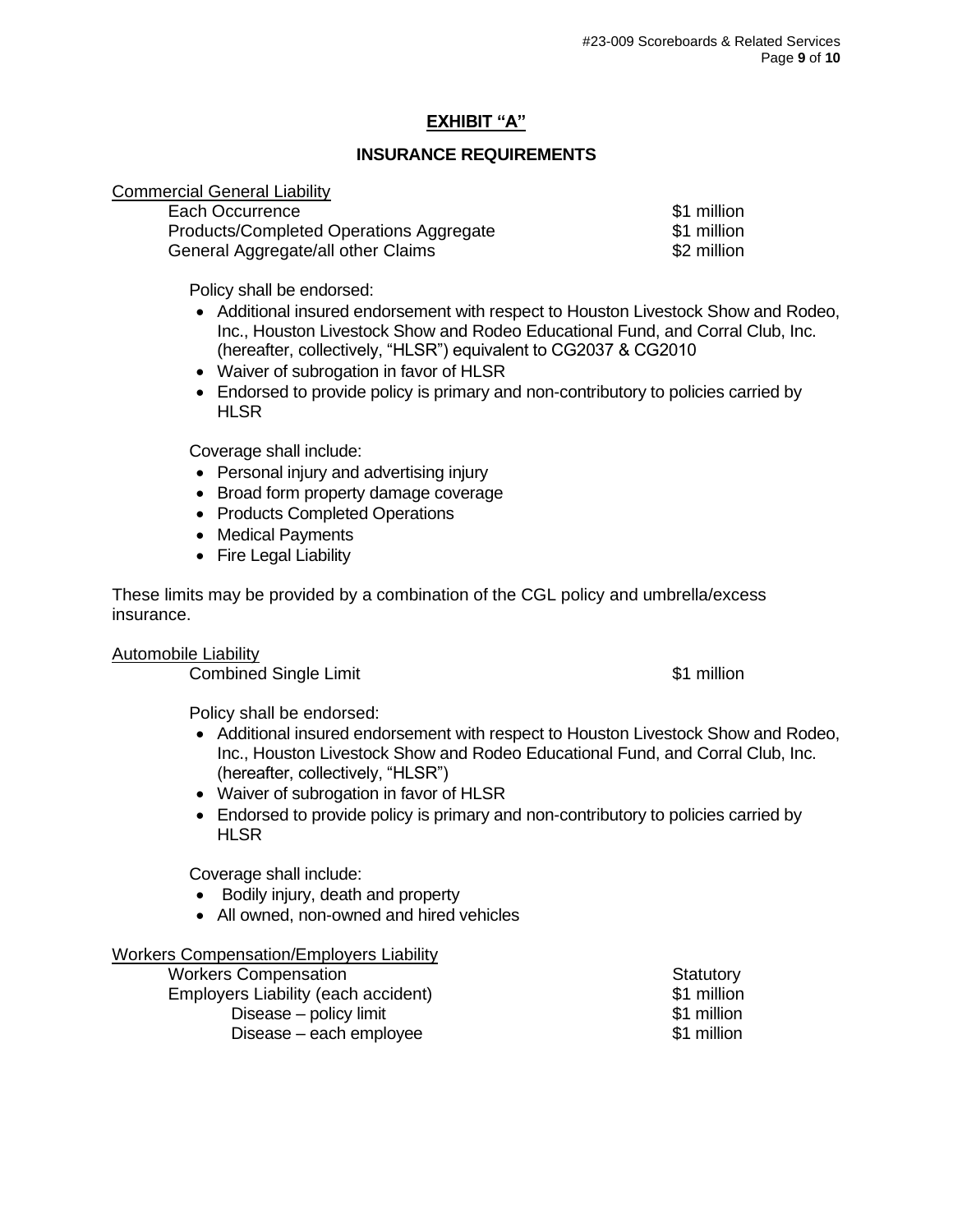## EXHIBIT "A"

### INSURANCE REQUIREMENTS

Commercial General Liability

| | |
|---|---|
| Each Occurrence | $1 million |
| Products/Completed Operations Aggregate | $1 million |
| General Aggregate/all other Claims | $2 million |

Policy shall be endorsed:

- Additional insured endorsement with respect to Houston Livestock Show and Rodeo, Inc., Houston Livestock Show and Rodeo Educational Fund, and Corral Club, Inc. (hereafter, collectively, "HLSR") equivalent to CG2037 & CG2010
- Waiver of subrogation in favor of HLSR
- Endorsed to provide policy is primary and non-contributory to policies carried by HLSR

Coverage shall include:

- Personal injury and advertising injury
- Broad form property damage coverage
- Products Completed Operations
- Medical Payments
- Fire Legal Liability

These limits may be provided by a combination of the CGL policy and umbrella/excess insurance.

Automobile Liability

| | |
|---|---|
| Combined Single Limit | $1 million |

Policy shall be endorsed:

- Additional insured endorsement with respect to Houston Livestock Show and Rodeo, Inc., Houston Livestock Show and Rodeo Educational Fund, and Corral Club, Inc. (hereafter, collectively, "HLSR")
- Waiver of subrogation in favor of HLSR
- Endorsed to provide policy is primary and non-contributory to policies carried by HLSR

Coverage shall include:

- Bodily injury, death and property
- All owned, non-owned and hired vehicles

Workers Compensation/Employers Liability

| | |
|---|---|
| Workers Compensation | Statutory |
| Employers Liability (each accident) | $1 million |
| Disease – policy limit | $1 million |
| Disease – each employee | $1 million |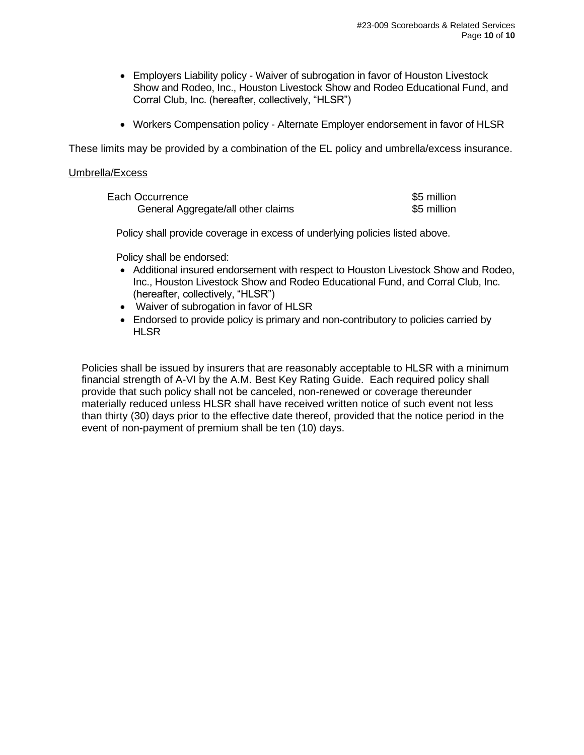- Employers Liability policy - Waiver of subrogation in favor of Houston Livestock Show and Rodeo, Inc., Houston Livestock Show and Rodeo Educational Fund, and Corral Club, Inc. (hereafter, collectively, "HLSR")
- Workers Compensation policy - Alternate Employer endorsement in favor of HLSR

These limits may be provided by a combination of the EL policy and umbrella/excess insurance.

Umbrella/Excess

| | |
|---|---|
| Each Occurrence | \$5 million |
| General Aggregate/all other claims | \$5 million |

Policy shall provide coverage in excess of underlying policies listed above.

Policy shall be endorsed:

- Additional insured endorsement with respect to Houston Livestock Show and Rodeo, Inc., Houston Livestock Show and Rodeo Educational Fund, and Corral Club, Inc. (hereafter, collectively, "HLSR")
- Waiver of subrogation in favor of HLSR
- Endorsed to provide policy is primary and non-contributory to policies carried by HLSR

Policies shall be issued by insurers that are reasonably acceptable to HLSR with a minimum financial strength of A-VI by the A.M. Best Key Rating Guide. Each required policy shall provide that such policy shall not be canceled, non-renewed or coverage thereunder materially reduced unless HLSR shall have received written notice of such event not less than thirty (30) days prior to the effective date thereof, provided that the notice period in the event of non-payment of premium shall be ten (10) days.